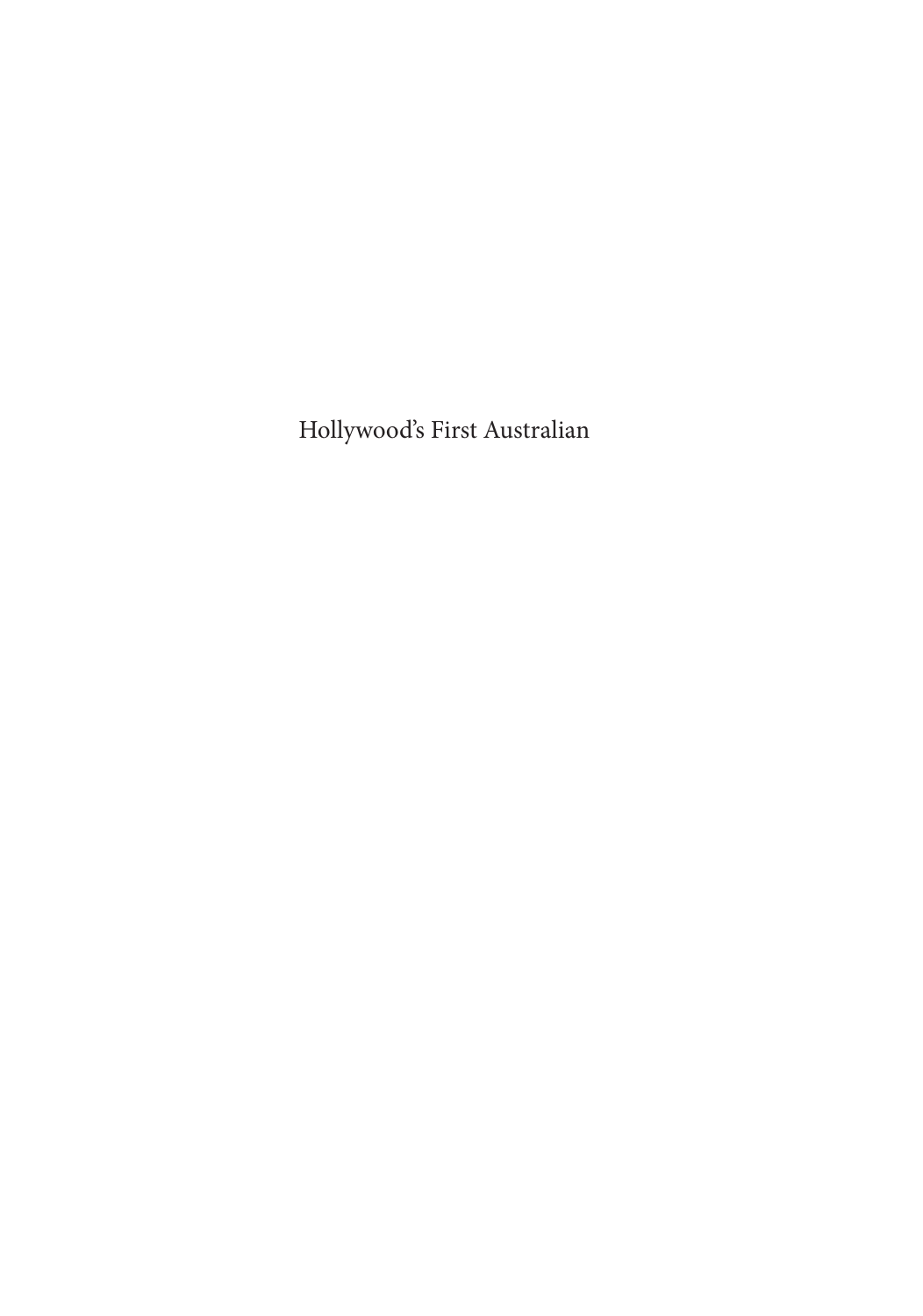Hollywood's First Australian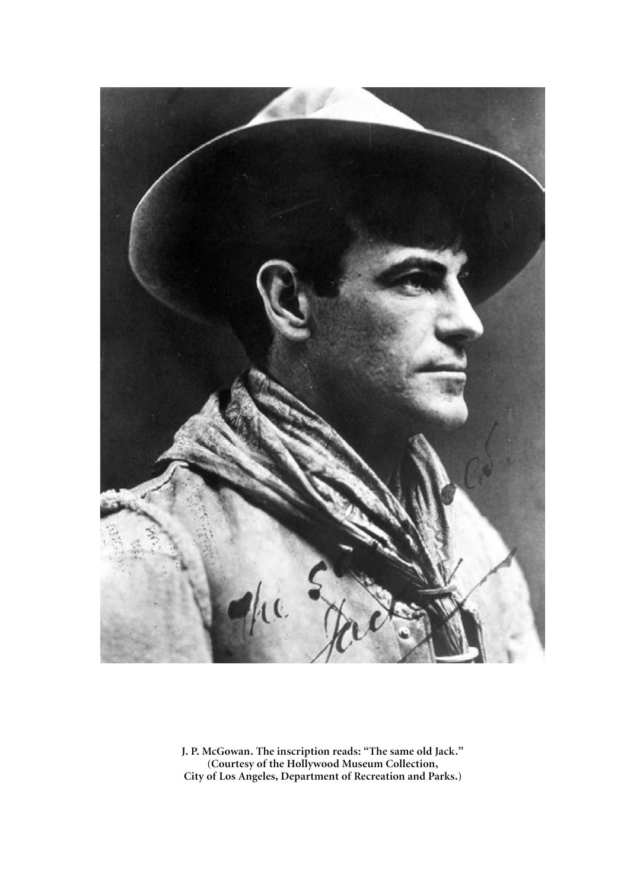**J. P. McGowan. The inscription reads: "The same old Jack."**
**(Courtesy of the Hollywood Museum Collection,**
**City of Los Angeles, Department of Recreation and Parks.)**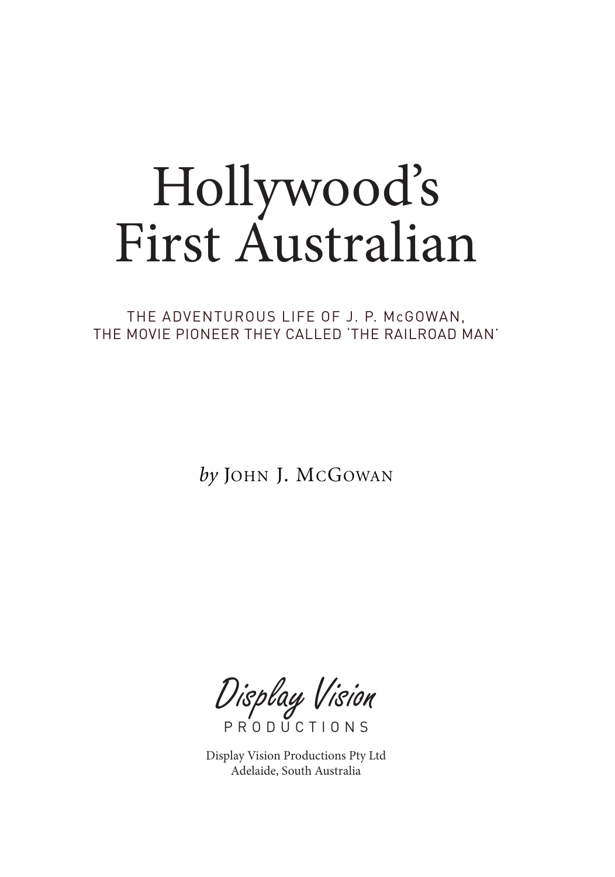# Hollywood's First Australian

THE ADVENTUROUS LIFE OF J. P. McGOWAN, THE MOVIE PIONEER THEY CALLED 'THE RAILROAD MAN'

*by* JOHN J. MCGOWAN

Display Vision PRODUCTIONS

Display Vision Productions Pty Ltd
Adelaide, South Australia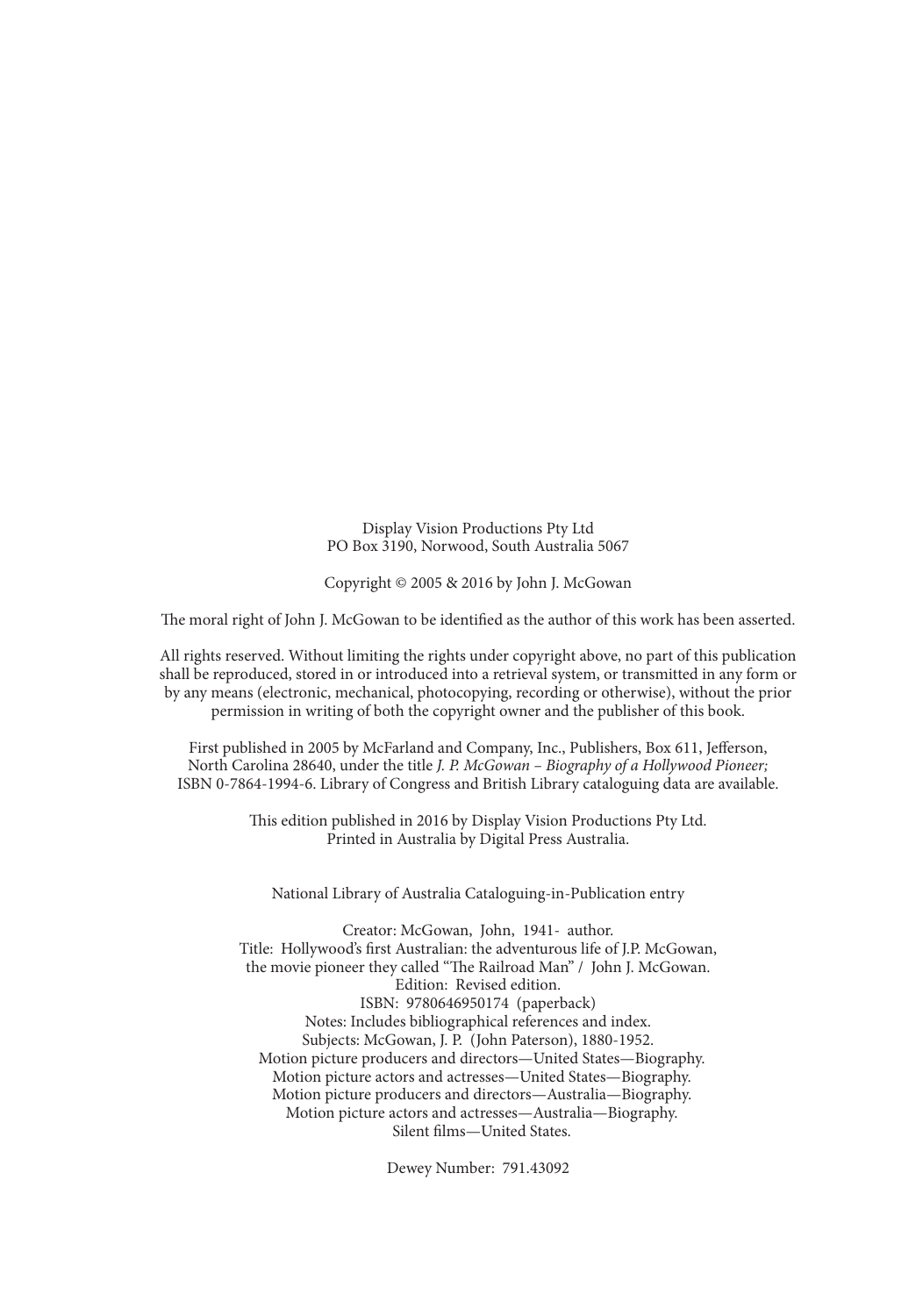Display Vision Productions Pty Ltd
PO Box 3190, Norwood, South Australia 5067

Copyright © 2005 & 2016 by John J. McGowan

The moral right of John J. McGowan to be identified as the author of this work has been asserted.

All rights reserved. Without limiting the rights under copyright above, no part of this publication shall be reproduced, stored in or introduced into a retrieval system, or transmitted in any form or by any means (electronic, mechanical, photocopying, recording or otherwise), without the prior permission in writing of both the copyright owner and the publisher of this book.

First published in 2005 by McFarland and Company, Inc., Publishers, Box 611, Jefferson, North Carolina 28640, under the title *J. P. McGowan – Biography of a Hollywood Pioneer;* ISBN 0-7864-1994-6. Library of Congress and British Library cataloguing data are available.

This edition published in 2016 by Display Vision Productions Pty Ltd.
Printed in Australia by Digital Press Australia.

National Library of Australia Cataloguing-in-Publication entry

Creator: McGowan, John, 1941- author.
Title: Hollywood's first Australian: the adventurous life of J.P. McGowan, the movie pioneer they called "The Railroad Man" / John J. McGowan.
Edition: Revised edition.
ISBN: 9780646950174 (paperback)
Notes: Includes bibliographical references and index.
Subjects: McGowan, J. P. (John Paterson), 1880-1952.
Motion picture producers and directors—United States—Biography.
Motion picture actors and actresses—United States—Biography.
Motion picture producers and directors—Australia—Biography.
Motion picture actors and actresses—Australia—Biography.
Silent films—United States.

Dewey Number: 791.43092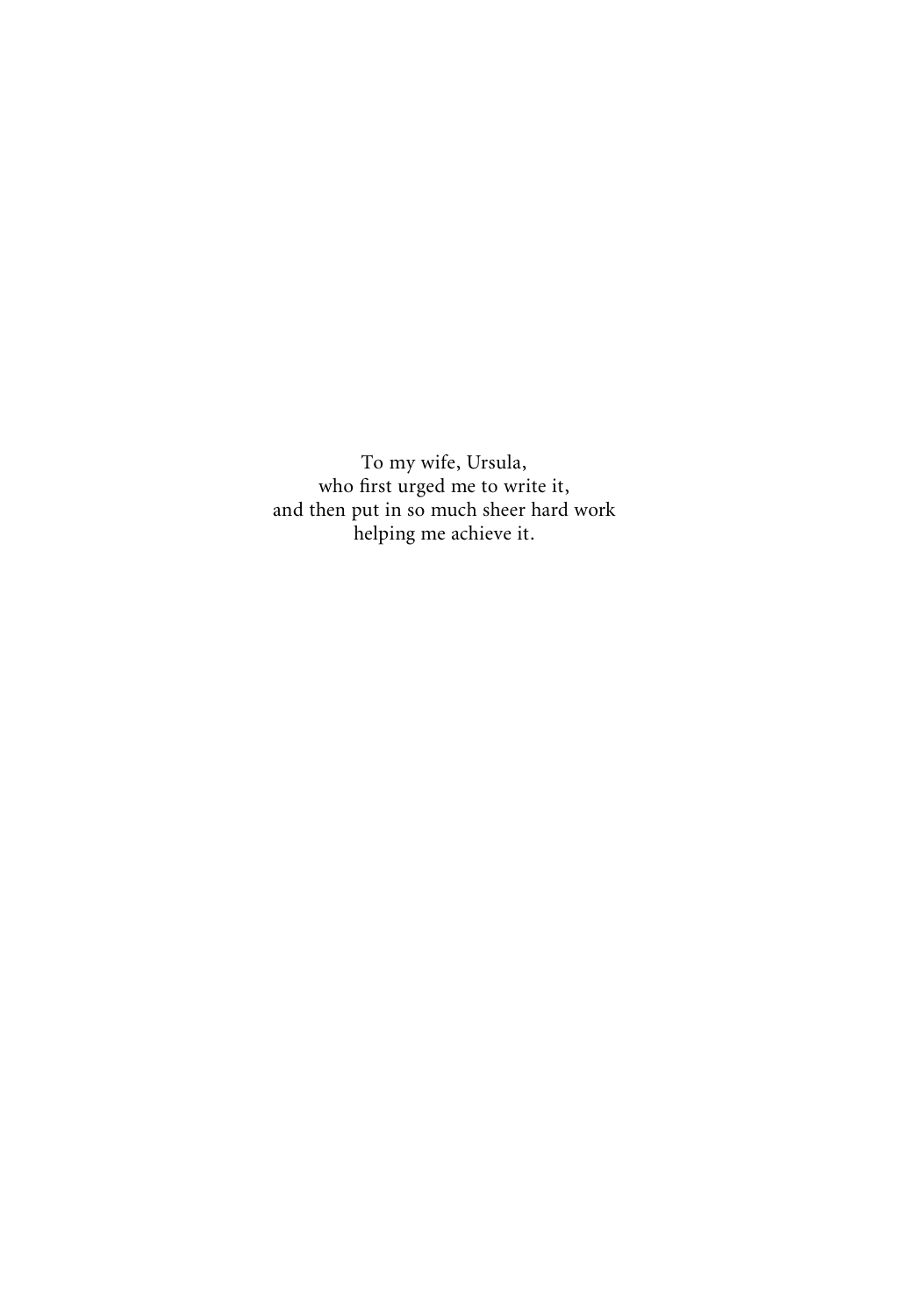To my wife, Ursula,
who first urged me to write it,
and then put in so much sheer hard work
helping me achieve it.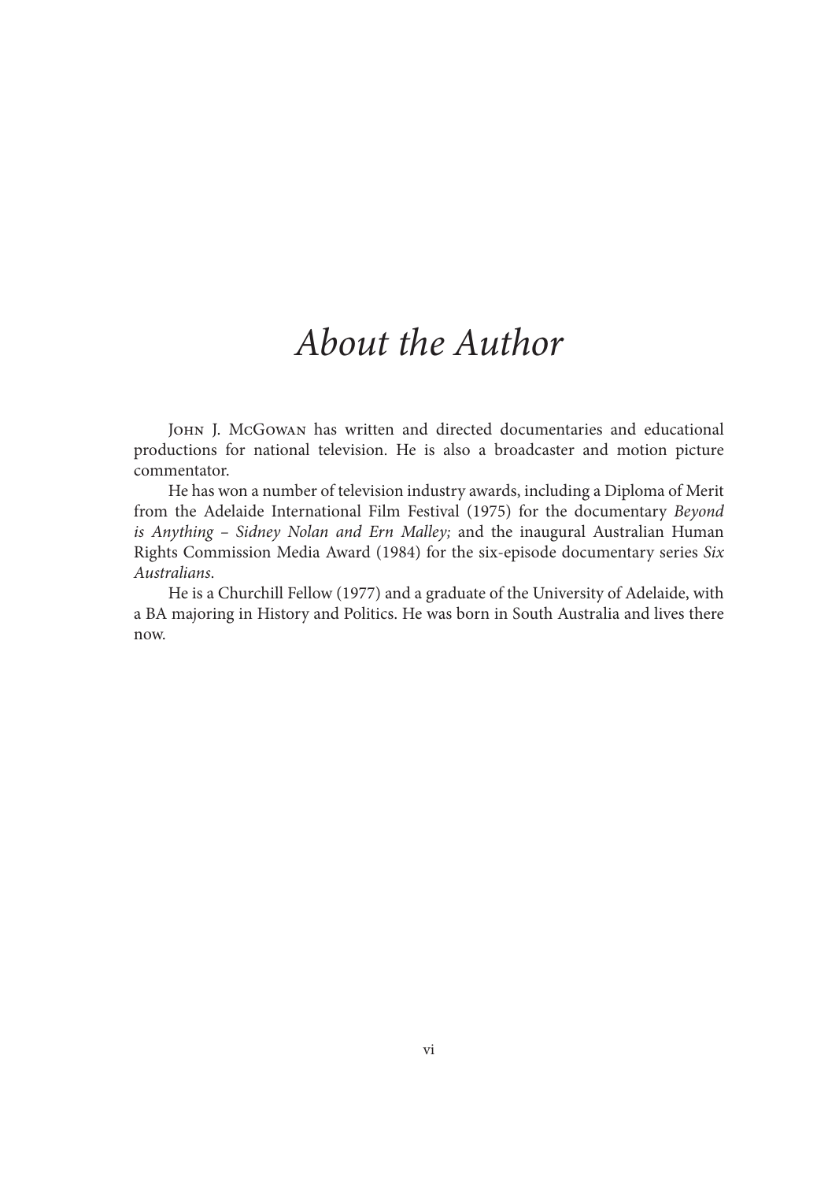# *About the Author*

John J. McGowan has written and directed documentaries and educational productions for national television. He is also a broadcaster and motion picture commentator.

He has won a number of television industry awards, including a Diploma of Merit from the Adelaide International Film Festival (1975) for the documentary *Beyond is Anything – Sidney Nolan and Ern Malley;* and the inaugural Australian Human Rights Commission Media Award (1984) for the six-episode documentary series *Six Australians*.

He is a Churchill Fellow (1977) and a graduate of the University of Adelaide, with a BA majoring in History and Politics. He was born in South Australia and lives there now.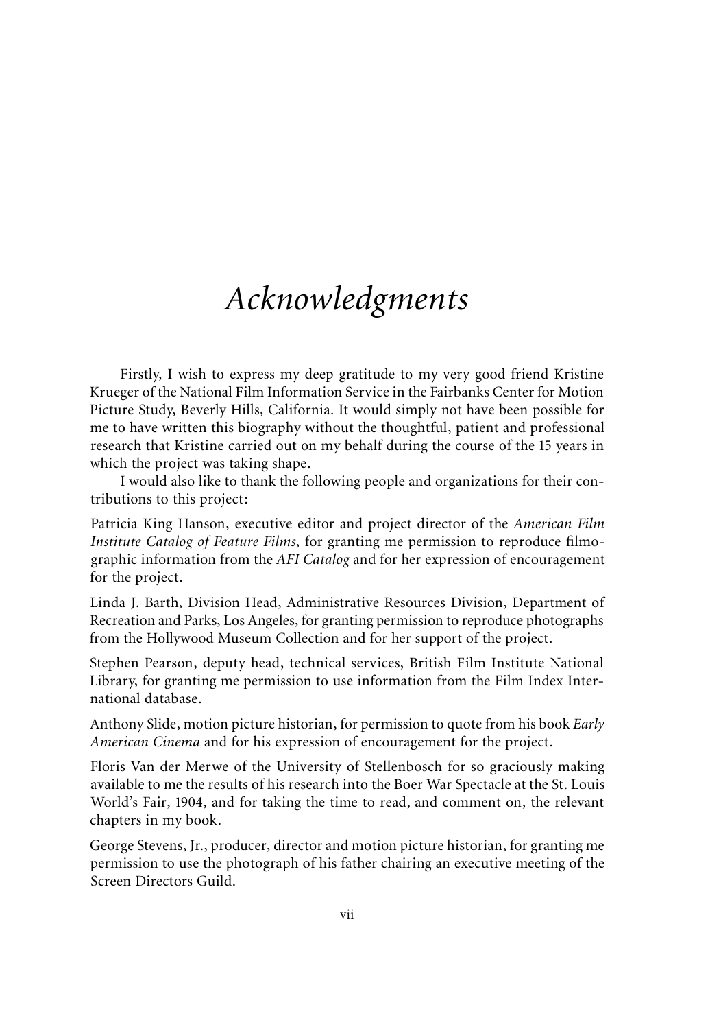# *Acknowledgments*

Firstly, I wish to express my deep gratitude to my very good friend Kristine Krueger of the National Film Information Service in the Fairbanks Center for Motion Picture Study, Beverly Hills, California. It would simply not have been possible for me to have written this biography without the thoughtful, patient and professional research that Kristine carried out on my behalf during the course of the 15 years in which the project was taking shape.

I would also like to thank the following people and organizations for their contributions to this project:

Patricia King Hanson, executive editor and project director of the *American Film Institute Catalog of Feature Films*, for granting me permission to reproduce filmographic information from the *AFI Catalog* and for her expression of encouragement for the project.

Linda J. Barth, Division Head, Administrative Resources Division, Department of Recreation and Parks, Los Angeles, for granting permission to reproduce photographs from the Hollywood Museum Collection and for her support of the project.

Stephen Pearson, deputy head, technical services, British Film Institute National Library, for granting me permission to use information from the Film Index International database.

Anthony Slide, motion picture historian, for permission to quote from his book *Early American Cinema* and for his expression of encouragement for the project.

Floris Van der Merwe of the University of Stellenbosch for so graciously making available to me the results of his research into the Boer War Spectacle at the St. Louis World's Fair, 1904, and for taking the time to read, and comment on, the relevant chapters in my book.

George Stevens, Jr., producer, director and motion picture historian, for granting me permission to use the photograph of his father chairing an executive meeting of the Screen Directors Guild.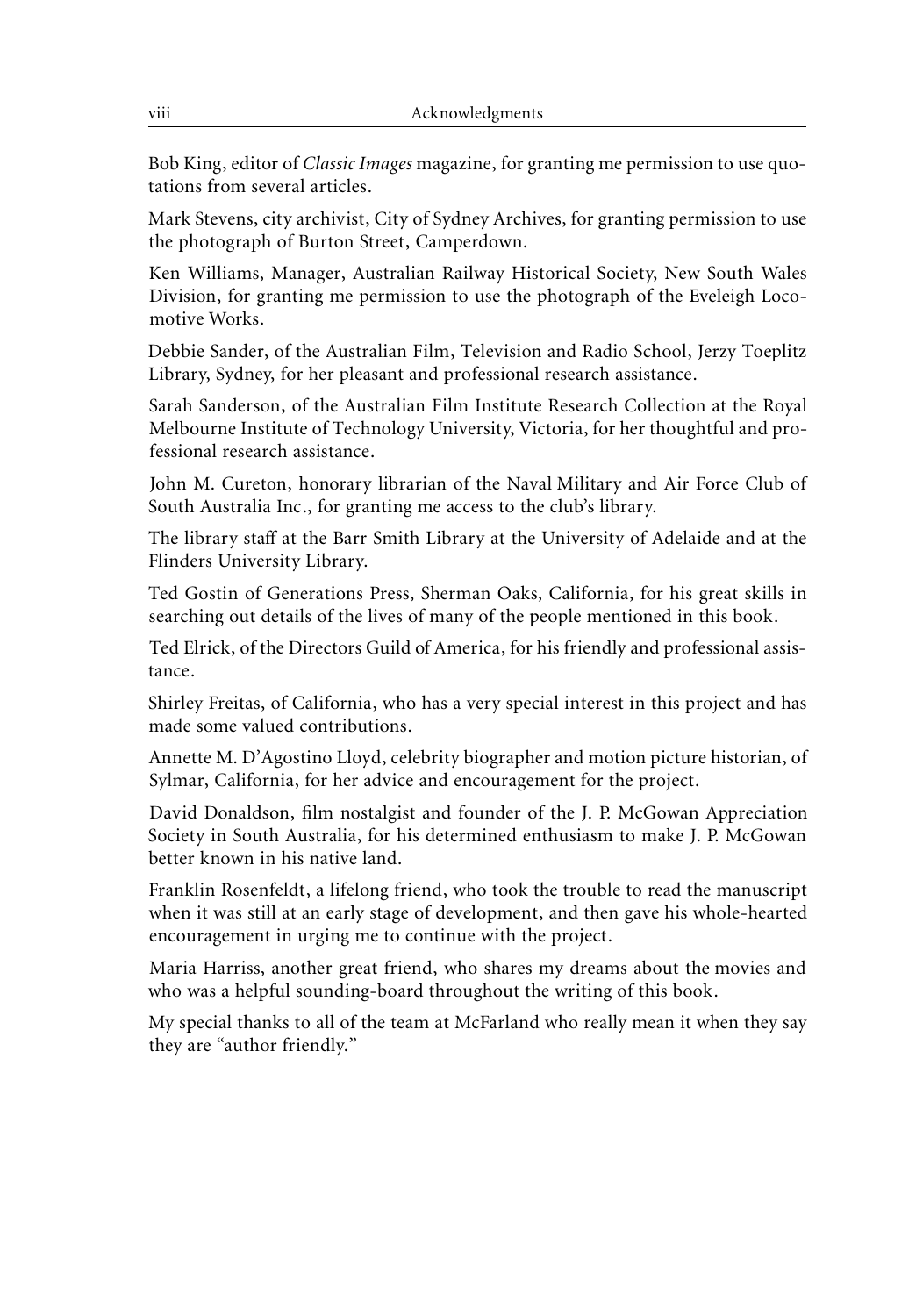Bob King, editor of *Classic Images* magazine, for granting me permission to use quotations from several articles.

Mark Stevens, city archivist, City of Sydney Archives, for granting permission to use the photograph of Burton Street, Camperdown.

Ken Williams, Manager, Australian Railway Historical Society, New South Wales Division, for granting me permission to use the photograph of the Eveleigh Locomotive Works.

Debbie Sander, of the Australian Film, Television and Radio School, Jerzy Toeplitz Library, Sydney, for her pleasant and professional research assistance.

Sarah Sanderson, of the Australian Film Institute Research Collection at the Royal Melbourne Institute of Technology University, Victoria, for her thoughtful and professional research assistance.

John M. Cureton, honorary librarian of the Naval Military and Air Force Club of South Australia Inc., for granting me access to the club's library.

The library staff at the Barr Smith Library at the University of Adelaide and at the Flinders University Library.

Ted Gostin of Generations Press, Sherman Oaks, California, for his great skills in searching out details of the lives of many of the people mentioned in this book.

Ted Elrick, of the Directors Guild of America, for his friendly and professional assistance.

Shirley Freitas, of California, who has a very special interest in this project and has made some valued contributions.

Annette M. D'Agostino Lloyd, celebrity biographer and motion picture historian, of Sylmar, California, for her advice and encouragement for the project.

David Donaldson, film nostalgist and founder of the J. P. McGowan Appreciation Society in South Australia, for his determined enthusiasm to make J. P. McGowan better known in his native land.

Franklin Rosenfeldt, a lifelong friend, who took the trouble to read the manuscript when it was still at an early stage of development, and then gave his whole-hearted encouragement in urging me to continue with the project.

Maria Harriss, another great friend, who shares my dreams about the movies and who was a helpful sounding-board throughout the writing of this book.

My special thanks to all of the team at McFarland who really mean it when they say they are "author friendly."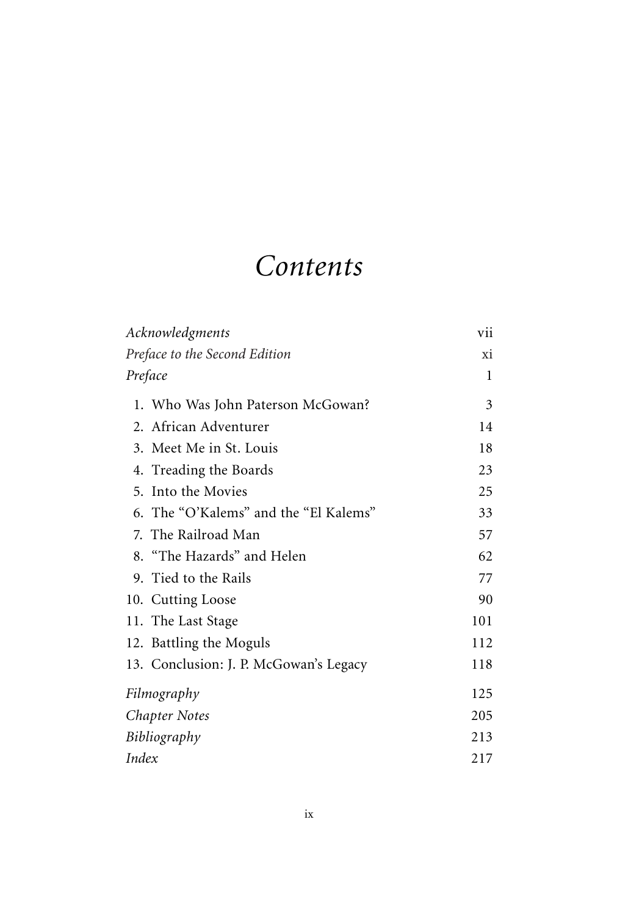# *Contents*

| | |
|---|---|
| *Acknowledgments* | vii |
| *Preface to the Second Edition* | xi |
| *Preface* | 1 |
| 1. Who Was John Paterson McGowan? | 3 |
| 2. African Adventurer | 14 |
| 3. Meet Me in St. Louis | 18 |
| 4. Treading the Boards | 23 |
| 5. Into the Movies | 25 |
| 6. The "O'Kalems" and the "El Kalems" | 33 |
| 7. The Railroad Man | 57 |
| 8. "The Hazards" and Helen | 62 |
| 9. Tied to the Rails | 77 |
| 10. Cutting Loose | 90 |
| 11. The Last Stage | 101 |
| 12. Battling the Moguls | 112 |
| 13. Conclusion: J. P. McGowan's Legacy | 118 |
| *Filmography* | 125 |
| *Chapter Notes* | 205 |
| *Bibliography* | 213 |
| *Index* | 217 |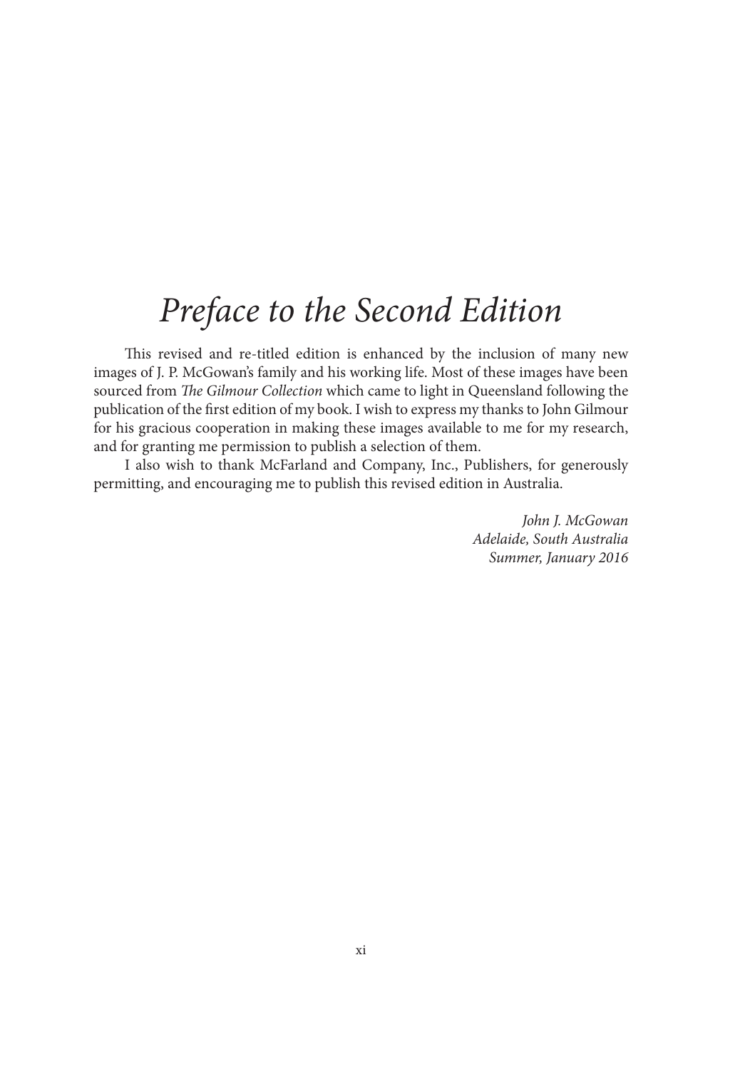# *Preface to the Second Edition*

This revised and re-titled edition is enhanced by the inclusion of many new images of J. P. McGowan's family and his working life. Most of these images have been sourced from *The Gilmour Collection* which came to light in Queensland following the publication of the first edition of my book. I wish to express my thanks to John Gilmour for his gracious cooperation in making these images available to me for my research, and for granting me permission to publish a selection of them.

I also wish to thank McFarland and Company, Inc., Publishers, for generously permitting, and encouraging me to publish this revised edition in Australia.

*John J. McGowan*
*Adelaide, South Australia*
*Summer, January 2016*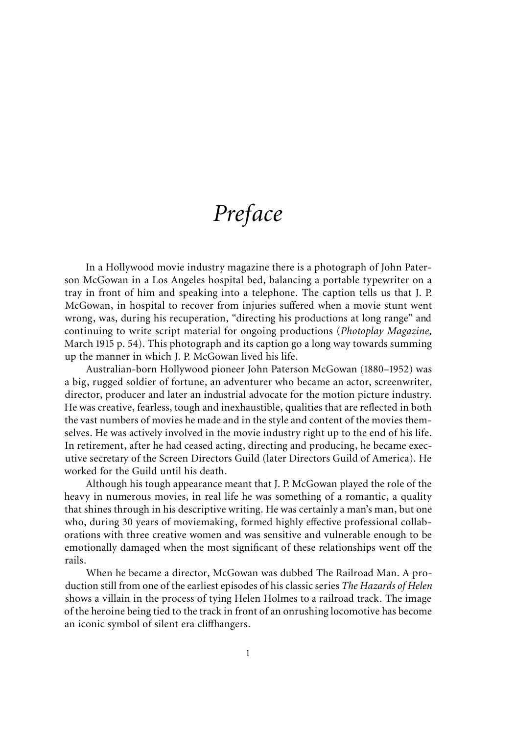# *Preface*

In a Hollywood movie industry magazine there is a photograph of John Paterson McGowan in a Los Angeles hospital bed, balancing a portable typewriter on a tray in front of him and speaking into a telephone. The caption tells us that J. P. McGowan, in hospital to recover from injuries suffered when a movie stunt went wrong, was, during his recuperation, "directing his productions at long range" and continuing to write script material for ongoing productions (*Photoplay Magazine*, March 1915 p. 54). This photograph and its caption go a long way towards summing up the manner in which J. P. McGowan lived his life.

Australian-born Hollywood pioneer John Paterson McGowan (1880–1952) was a big, rugged soldier of fortune, an adventurer who became an actor, screenwriter, director, producer and later an industrial advocate for the motion picture industry. He was creative, fearless, tough and inexhaustible, qualities that are reflected in both the vast numbers of movies he made and in the style and content of the movies themselves. He was actively involved in the movie industry right up to the end of his life. In retirement, after he had ceased acting, directing and producing, he became executive secretary of the Screen Directors Guild (later Directors Guild of America). He worked for the Guild until his death.

Although his tough appearance meant that J. P. McGowan played the role of the heavy in numerous movies, in real life he was something of a romantic, a quality that shines through in his descriptive writing. He was certainly a man's man, but one who, during 30 years of moviemaking, formed highly effective professional collaborations with three creative women and was sensitive and vulnerable enough to be emotionally damaged when the most significant of these relationships went off the rails.

When he became a director, McGowan was dubbed The Railroad Man. A production still from one of the earliest episodes of his classic series *The Hazards of Helen* shows a villain in the process of tying Helen Holmes to a railroad track. The image of the heroine being tied to the track in front of an onrushing locomotive has become an iconic symbol of silent era cliffhangers.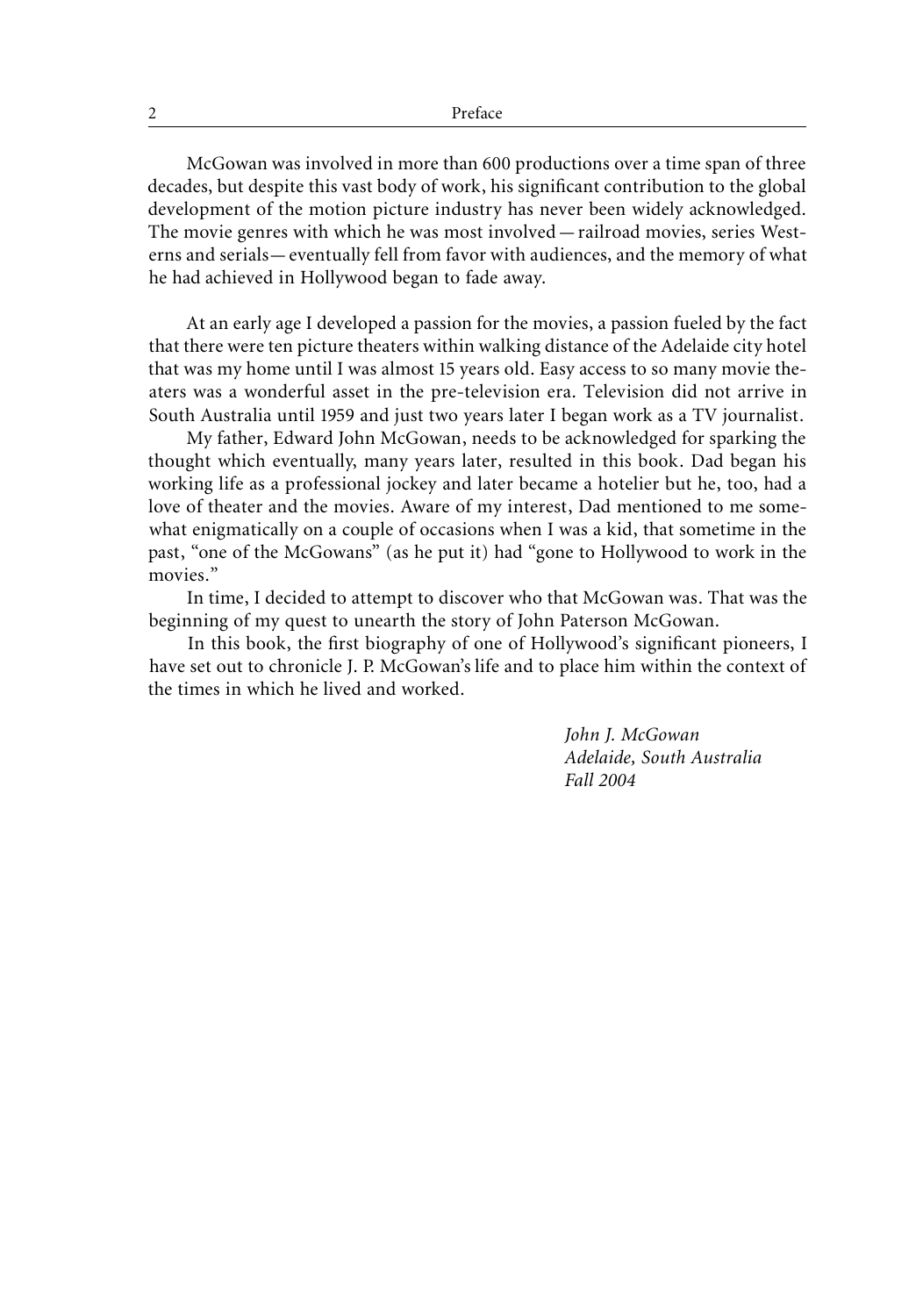McGowan was involved in more than 600 productions over a time span of three decades, but despite this vast body of work, his significant contribution to the global development of the motion picture industry has never been widely acknowledged. The movie genres with which he was most involved — railroad movies, series Westerns and serials — eventually fell from favor with audiences, and the memory of what he had achieved in Hollywood began to fade away.

At an early age I developed a passion for the movies, a passion fueled by the fact that there were ten picture theaters within walking distance of the Adelaide city hotel that was my home until I was almost 15 years old. Easy access to so many movie theaters was a wonderful asset in the pre-television era. Television did not arrive in South Australia until 1959 and just two years later I began work as a TV journalist.

My father, Edward John McGowan, needs to be acknowledged for sparking the thought which eventually, many years later, resulted in this book. Dad began his working life as a professional jockey and later became a hotelier but he, too, had a love of theater and the movies. Aware of my interest, Dad mentioned to me somewhat enigmatically on a couple of occasions when I was a kid, that sometime in the past, "one of the McGowans" (as he put it) had "gone to Hollywood to work in the movies."

In time, I decided to attempt to discover who that McGowan was. That was the beginning of my quest to unearth the story of John Paterson McGowan.

In this book, the first biography of one of Hollywood's significant pioneers, I have set out to chronicle J. P. McGowan's life and to place him within the context of the times in which he lived and worked.

*John J. McGowan*
*Adelaide, South Australia*
*Fall 2004*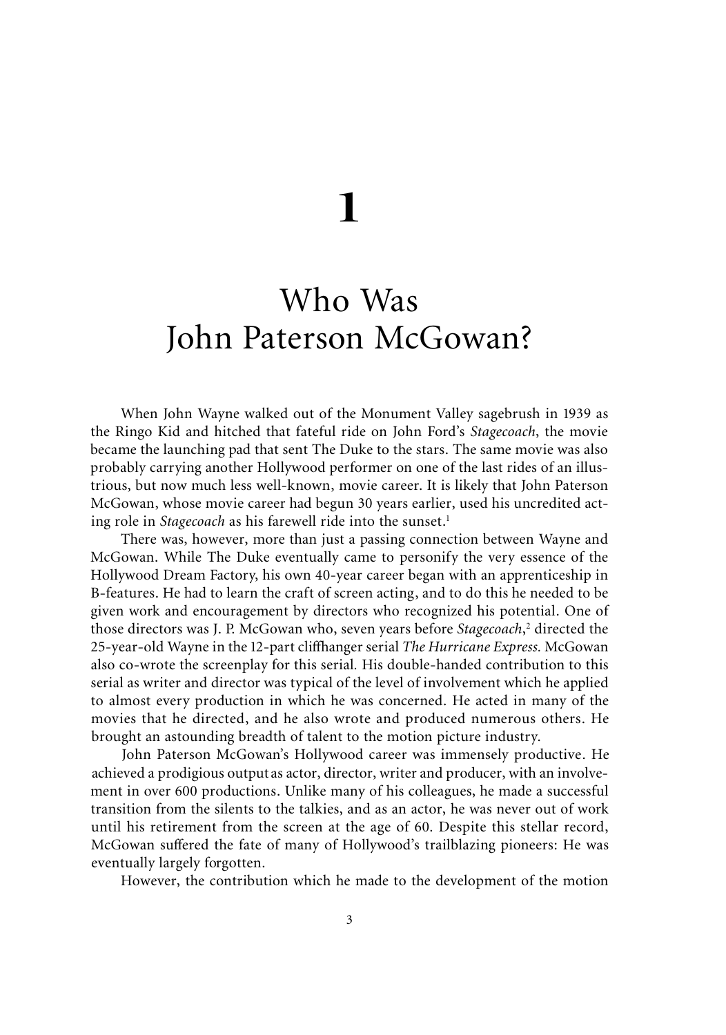# 1

## Who Was John Paterson McGowan?

When John Wayne walked out of the Monument Valley sagebrush in 1939 as the Ringo Kid and hitched that fateful ride on John Ford's *Stagecoach*, the movie became the launching pad that sent The Duke to the stars. The same movie was also probably carrying another Hollywood performer on one of the last rides of an illustrious, but now much less well-known, movie career. It is likely that John Paterson McGowan, whose movie career had begun 30 years earlier, used his uncredited acting role in *Stagecoach* as his farewell ride into the sunset.[1]

There was, however, more than just a passing connection between Wayne and McGowan. While The Duke eventually came to personify the very essence of the Hollywood Dream Factory, his own 40-year career began with an apprenticeship in B-features. He had to learn the craft of screen acting, and to do this he needed to be given work and encouragement by directors who recognized his potential. One of those directors was J. P. McGowan who, seven years before *Stagecoach*,[2] directed the 25-year-old Wayne in the 12-part cliffhanger serial *The Hurricane Express*. McGowan also co-wrote the screenplay for this serial. His double-handed contribution to this serial as writer and director was typical of the level of involvement which he applied to almost every production in which he was concerned. He acted in many of the movies that he directed, and he also wrote and produced numerous others. He brought an astounding breadth of talent to the motion picture industry.

John Paterson McGowan's Hollywood career was immensely productive. He achieved a prodigious output as actor, director, writer and producer, with an involvement in over 600 productions. Unlike many of his colleagues, he made a successful transition from the silents to the talkies, and as an actor, he was never out of work until his retirement from the screen at the age of 60. Despite this stellar record, McGowan suffered the fate of many of Hollywood's trailblazing pioneers: He was eventually largely forgotten.

However, the contribution which he made to the development of the motion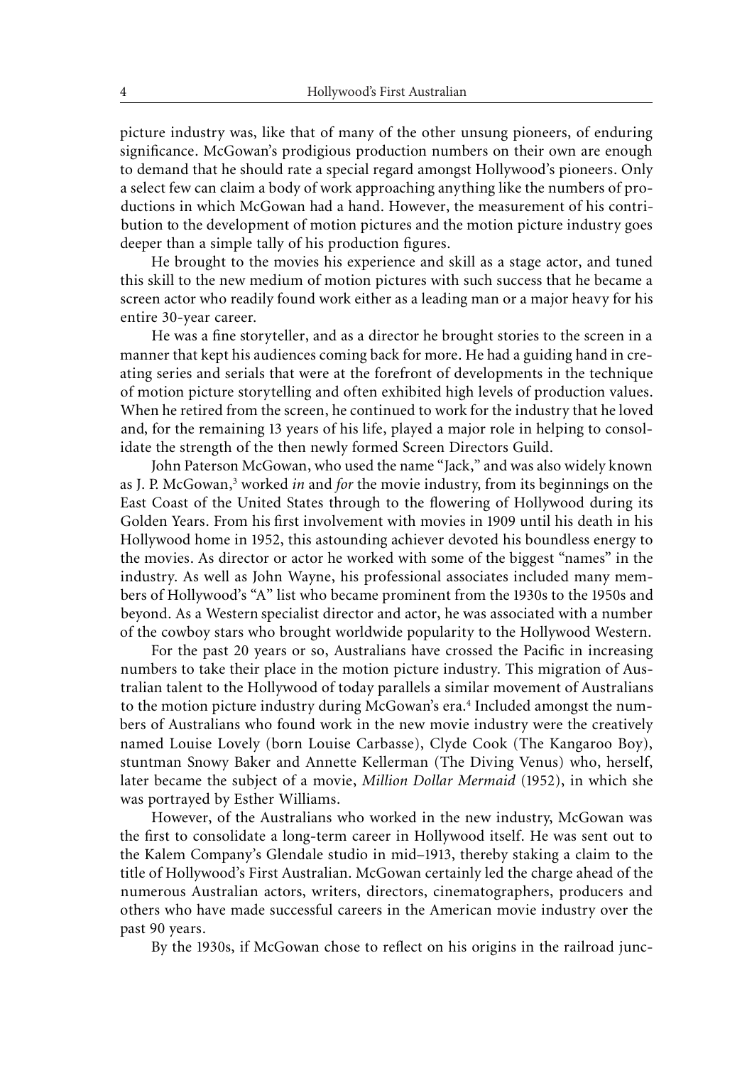picture industry was, like that of many of the other unsung pioneers, of enduring significance. McGowan's prodigious production numbers on their own are enough to demand that he should rate a special regard amongst Hollywood's pioneers. Only a select few can claim a body of work approaching anything like the numbers of productions in which McGowan had a hand. However, the measurement of his contribution to the development of motion pictures and the motion picture industry goes deeper than a simple tally of his production figures.

He brought to the movies his experience and skill as a stage actor, and tuned this skill to the new medium of motion pictures with such success that he became a screen actor who readily found work either as a leading man or a major heavy for his entire 30-year career.

He was a fine storyteller, and as a director he brought stories to the screen in a manner that kept his audiences coming back for more. He had a guiding hand in creating series and serials that were at the forefront of developments in the technique of motion picture storytelling and often exhibited high levels of production values. When he retired from the screen, he continued to work for the industry that he loved and, for the remaining 13 years of his life, played a major role in helping to consolidate the strength of the then newly formed Screen Directors Guild.

John Paterson McGowan, who used the name "Jack," and was also widely known as J. P. McGowan,[3] worked *in* and *for* the movie industry, from its beginnings on the East Coast of the United States through to the flowering of Hollywood during its Golden Years. From his first involvement with movies in 1909 until his death in his Hollywood home in 1952, this astounding achiever devoted his boundless energy to the movies. As director or actor he worked with some of the biggest "names" in the industry. As well as John Wayne, his professional associates included many members of Hollywood's "A" list who became prominent from the 1930s to the 1950s and beyond. As a Western specialist director and actor, he was associated with a number of the cowboy stars who brought worldwide popularity to the Hollywood Western.

For the past 20 years or so, Australians have crossed the Pacific in increasing numbers to take their place in the motion picture industry. This migration of Australian talent to the Hollywood of today parallels a similar movement of Australians to the motion picture industry during McGowan's era.[4] Included amongst the numbers of Australians who found work in the new movie industry were the creatively named Louise Lovely (born Louise Carbasse), Clyde Cook (The Kangaroo Boy), stuntman Snowy Baker and Annette Kellerman (The Diving Venus) who, herself, later became the subject of a movie, *Million Dollar Mermaid* (1952), in which she was portrayed by Esther Williams.

However, of the Australians who worked in the new industry, McGowan was the first to consolidate a long-term career in Hollywood itself. He was sent out to the Kalem Company's Glendale studio in mid–1913, thereby staking a claim to the title of Hollywood's First Australian. McGowan certainly led the charge ahead of the numerous Australian actors, writers, directors, cinematographers, producers and others who have made successful careers in the American movie industry over the past 90 years.

By the 1930s, if McGowan chose to reflect on his origins in the railroad junc-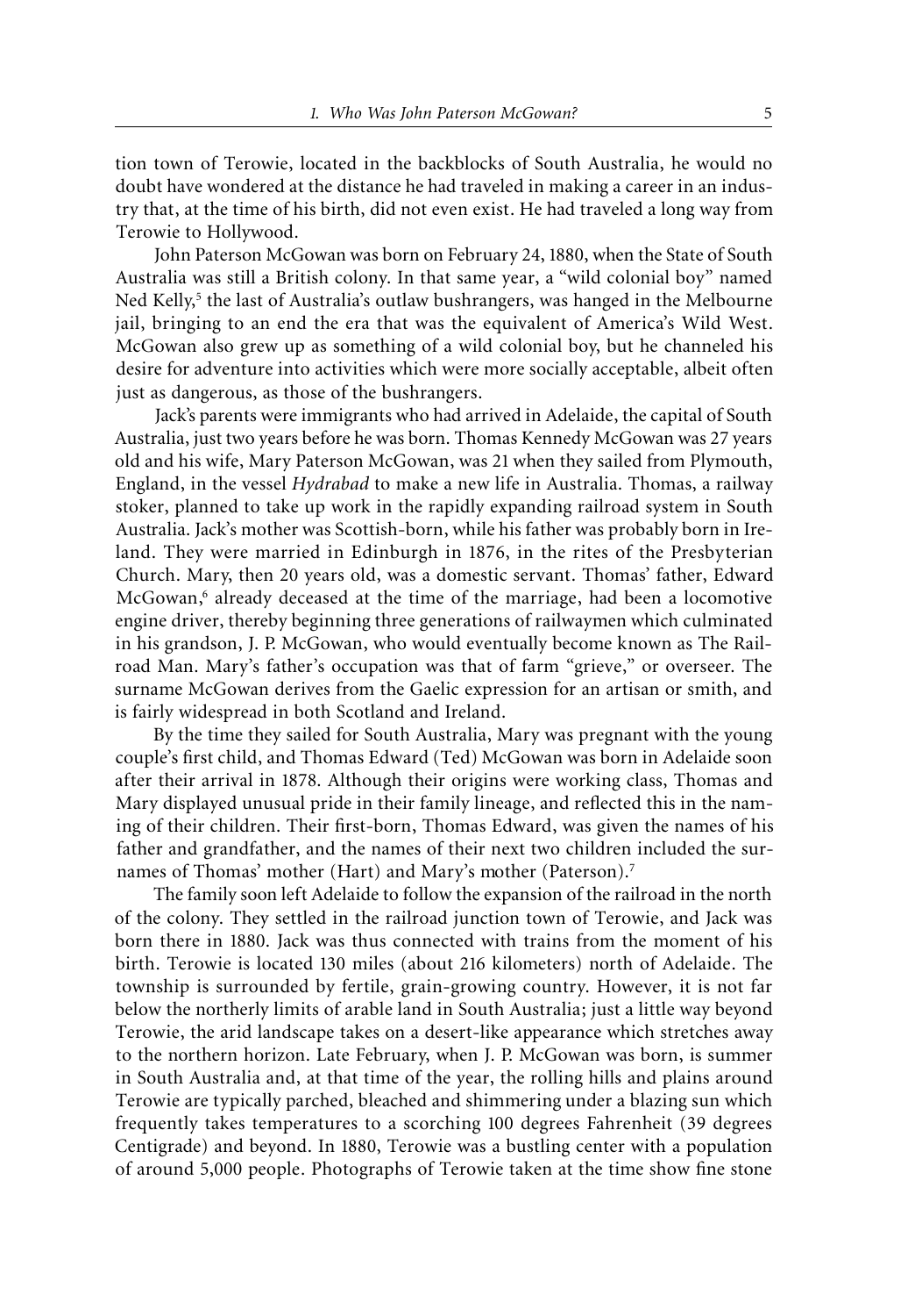tion town of Terowie, located in the backblocks of South Australia, he would no doubt have wondered at the distance he had traveled in making a career in an industry that, at the time of his birth, did not even exist. He had traveled a long way from Terowie to Hollywood.

John Paterson McGowan was born on February 24, 1880, when the State of South Australia was still a British colony. In that same year, a "wild colonial boy" named Ned Kelly,[5] the last of Australia's outlaw bushrangers, was hanged in the Melbourne jail, bringing to an end the era that was the equivalent of America's Wild West. McGowan also grew up as something of a wild colonial boy, but he channeled his desire for adventure into activities which were more socially acceptable, albeit often just as dangerous, as those of the bushrangers.

Jack's parents were immigrants who had arrived in Adelaide, the capital of South Australia, just two years before he was born. Thomas Kennedy McGowan was 27 years old and his wife, Mary Paterson McGowan, was 21 when they sailed from Plymouth, England, in the vessel *Hydrabad* to make a new life in Australia. Thomas, a railway stoker, planned to take up work in the rapidly expanding railroad system in South Australia. Jack's mother was Scottish-born, while his father was probably born in Ireland. They were married in Edinburgh in 1876, in the rites of the Presbyterian Church. Mary, then 20 years old, was a domestic servant. Thomas' father, Edward McGowan,[6] already deceased at the time of the marriage, had been a locomotive engine driver, thereby beginning three generations of railwaymen which culminated in his grandson, J. P. McGowan, who would eventually become known as The Railroad Man. Mary's father's occupation was that of farm "grieve," or overseer. The surname McGowan derives from the Gaelic expression for an artisan or smith, and is fairly widespread in both Scotland and Ireland.

By the time they sailed for South Australia, Mary was pregnant with the young couple's first child, and Thomas Edward (Ted) McGowan was born in Adelaide soon after their arrival in 1878. Although their origins were working class, Thomas and Mary displayed unusual pride in their family lineage, and reflected this in the naming of their children. Their first-born, Thomas Edward, was given the names of his father and grandfather, and the names of their next two children included the surnames of Thomas' mother (Hart) and Mary's mother (Paterson).[7]

The family soon left Adelaide to follow the expansion of the railroad in the north of the colony. They settled in the railroad junction town of Terowie, and Jack was born there in 1880. Jack was thus connected with trains from the moment of his birth. Terowie is located 130 miles (about 216 kilometers) north of Adelaide. The township is surrounded by fertile, grain-growing country. However, it is not far below the northerly limits of arable land in South Australia; just a little way beyond Terowie, the arid landscape takes on a desert-like appearance which stretches away to the northern horizon. Late February, when J. P. McGowan was born, is summer in South Australia and, at that time of the year, the rolling hills and plains around Terowie are typically parched, bleached and shimmering under a blazing sun which frequently takes temperatures to a scorching 100 degrees Fahrenheit (39 degrees Centigrade) and beyond. In 1880, Terowie was a bustling center with a population of around 5,000 people. Photographs of Terowie taken at the time show fine stone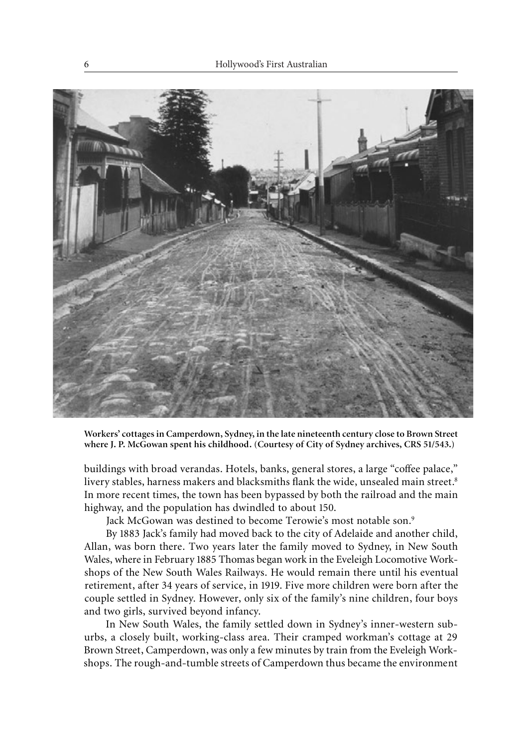**Workers' cottages in Camperdown, Sydney, in the late nineteenth century close to Brown Street where J. P. McGowan spent his childhood. (Courtesy of City of Sydney archives, CRS 51/543.)**

buildings with broad verandas. Hotels, banks, general stores, a large "coffee palace," livery stables, harness makers and blacksmiths flank the wide, unsealed main street.[8] In more recent times, the town has been bypassed by both the railroad and the main highway, and the population has dwindled to about 150.

Jack McGowan was destined to become Terowie's most notable son.[9]

By 1883 Jack's family had moved back to the city of Adelaide and another child, Allan, was born there. Two years later the family moved to Sydney, in New South Wales, where in February 1885 Thomas began work in the Eveleigh Locomotive Workshops of the New South Wales Railways. He would remain there until his eventual retirement, after 34 years of service, in 1919. Five more children were born after the couple settled in Sydney. However, only six of the family's nine children, four boys and two girls, survived beyond infancy.

In New South Wales, the family settled down in Sydney's inner-western suburbs, a closely built, working-class area. Their cramped workman's cottage at 29 Brown Street, Camperdown, was only a few minutes by train from the Eveleigh Workshops. The rough-and-tumble streets of Camperdown thus became the environment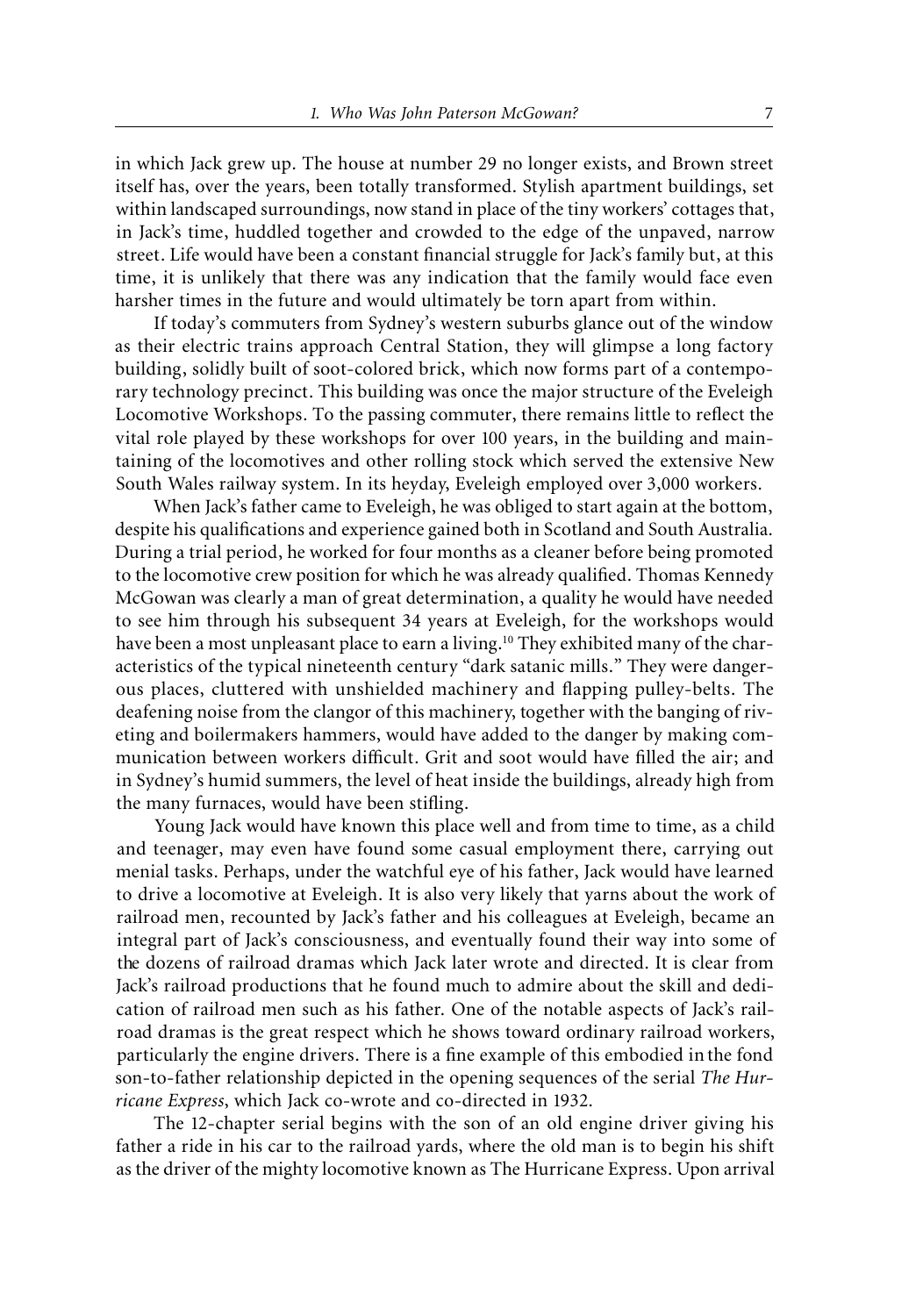in which Jack grew up. The house at number 29 no longer exists, and Brown street itself has, over the years, been totally transformed. Stylish apartment buildings, set within landscaped surroundings, now stand in place of the tiny workers' cottages that, in Jack's time, huddled together and crowded to the edge of the unpaved, narrow street. Life would have been a constant financial struggle for Jack's family but, at this time, it is unlikely that there was any indication that the family would face even harsher times in the future and would ultimately be torn apart from within.

If today's commuters from Sydney's western suburbs glance out of the window as their electric trains approach Central Station, they will glimpse a long factory building, solidly built of soot-colored brick, which now forms part of a contemporary technology precinct. This building was once the major structure of the Eveleigh Locomotive Workshops. To the passing commuter, there remains little to reflect the vital role played by these workshops for over 100 years, in the building and maintaining of the locomotives and other rolling stock which served the extensive New South Wales railway system. In its heyday, Eveleigh employed over 3,000 workers.

When Jack's father came to Eveleigh, he was obliged to start again at the bottom, despite his qualifications and experience gained both in Scotland and South Australia. During a trial period, he worked for four months as a cleaner before being promoted to the locomotive crew position for which he was already qualified. Thomas Kennedy McGowan was clearly a man of great determination, a quality he would have needed to see him through his subsequent 34 years at Eveleigh, for the workshops would have been a most unpleasant place to earn a living.[10] They exhibited many of the characteristics of the typical nineteenth century "dark satanic mills." They were dangerous places, cluttered with unshielded machinery and flapping pulley-belts. The deafening noise from the clangor of this machinery, together with the banging of riveting and boilermakers hammers, would have added to the danger by making communication between workers difficult. Grit and soot would have filled the air; and in Sydney's humid summers, the level of heat inside the buildings, already high from the many furnaces, would have been stifling.

Young Jack would have known this place well and from time to time, as a child and teenager, may even have found some casual employment there, carrying out menial tasks. Perhaps, under the watchful eye of his father, Jack would have learned to drive a locomotive at Eveleigh. It is also very likely that yarns about the work of railroad men, recounted by Jack's father and his colleagues at Eveleigh, became an integral part of Jack's consciousness, and eventually found their way into some of the dozens of railroad dramas which Jack later wrote and directed. It is clear from Jack's railroad productions that he found much to admire about the skill and dedication of railroad men such as his father. One of the notable aspects of Jack's railroad dramas is the great respect which he shows toward ordinary railroad workers, particularly the engine drivers. There is a fine example of this embodied in the fond son-to-father relationship depicted in the opening sequences of the serial *The Hurricane Express*, which Jack co-wrote and co-directed in 1932.

The 12-chapter serial begins with the son of an old engine driver giving his father a ride in his car to the railroad yards, where the old man is to begin his shift as the driver of the mighty locomotive known as The Hurricane Express. Upon arrival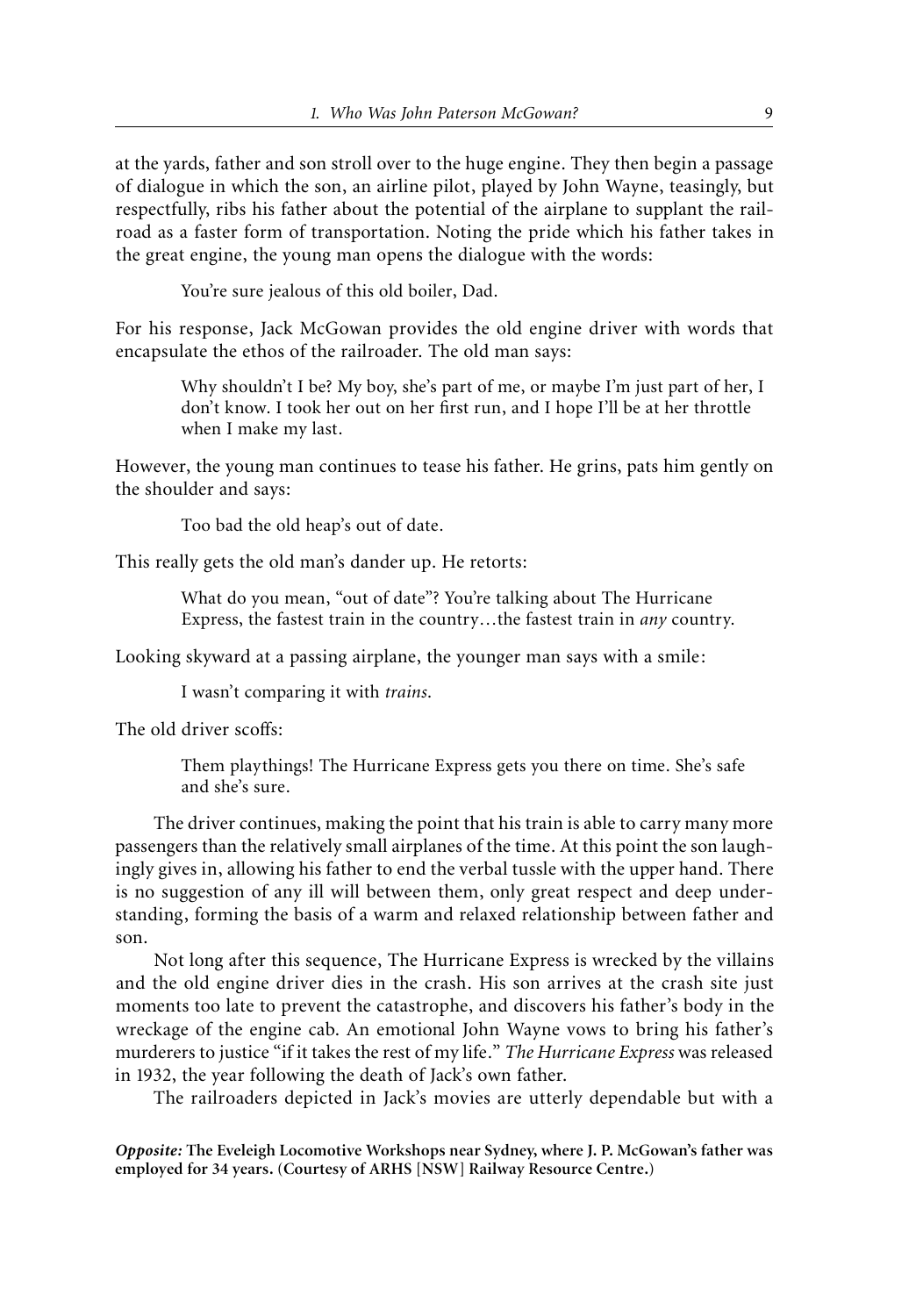at the yards, father and son stroll over to the huge engine. They then begin a passage of dialogue in which the son, an airline pilot, played by John Wayne, teasingly, but respectfully, ribs his father about the potential of the airplane to supplant the railroad as a faster form of transportation. Noting the pride which his father takes in the great engine, the young man opens the dialogue with the words:

> You're sure jealous of this old boiler, Dad.

For his response, Jack McGowan provides the old engine driver with words that encapsulate the ethos of the railroader. The old man says:

> Why shouldn't I be? My boy, she's part of me, or maybe I'm just part of her, I don't know. I took her out on her first run, and I hope I'll be at her throttle when I make my last.

However, the young man continues to tease his father. He grins, pats him gently on the shoulder and says:

> Too bad the old heap's out of date.

This really gets the old man's dander up. He retorts:

> What do you mean, "out of date"? You're talking about The Hurricane Express, the fastest train in the country…the fastest train in *any* country.

Looking skyward at a passing airplane, the younger man says with a smile:

> I wasn't comparing it with *trains*.

The old driver scoffs:

> Them playthings! The Hurricane Express gets you there on time. She's safe and she's sure.

The driver continues, making the point that his train is able to carry many more passengers than the relatively small airplanes of the time. At this point the son laughingly gives in, allowing his father to end the verbal tussle with the upper hand. There is no suggestion of any ill will between them, only great respect and deep understanding, forming the basis of a warm and relaxed relationship between father and son.

Not long after this sequence, The Hurricane Express is wrecked by the villains and the old engine driver dies in the crash. His son arrives at the crash site just moments too late to prevent the catastrophe, and discovers his father's body in the wreckage of the engine cab. An emotional John Wayne vows to bring his father's murderers to justice "if it takes the rest of my life." *The Hurricane Express* was released in 1932, the year following the death of Jack's own father.

The railroaders depicted in Jack's movies are utterly dependable but with a

***Opposite:*** **The Eveleigh Locomotive Workshops near Sydney, where J. P. McGowan's father was employed for 34 years. (Courtesy of ARHS [NSW] Railway Resource Centre.)**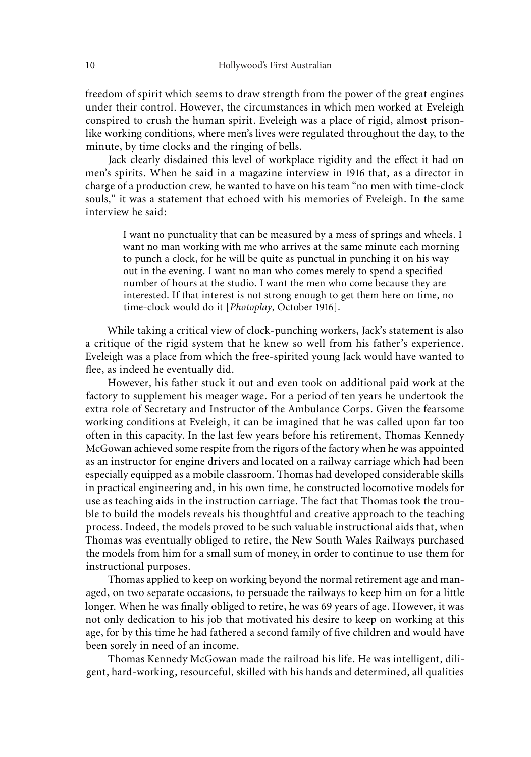freedom of spirit which seems to draw strength from the power of the great engines under their control. However, the circumstances in which men worked at Eveleigh conspired to crush the human spirit. Eveleigh was a place of rigid, almost prison-like working conditions, where men's lives were regulated throughout the day, to the minute, by time clocks and the ringing of bells.

Jack clearly disdained this level of workplace rigidity and the effect it had on men's spirits. When he said in a magazine interview in 1916 that, as a director in charge of a production crew, he wanted to have on his team "no men with time-clock souls," it was a statement that echoed with his memories of Eveleigh. In the same interview he said:

> I want no punctuality that can be measured by a mess of springs and wheels. I want no man working with me who arrives at the same minute each morning to punch a clock, for he will be quite as punctual in punching it on his way out in the evening. I want no man who comes merely to spend a specified number of hours at the studio. I want the men who come because they are interested. If that interest is not strong enough to get them here on time, no time-clock would do it [*Photoplay*, October 1916].

While taking a critical view of clock-punching workers, Jack's statement is also a critique of the rigid system that he knew so well from his father's experience. Eveleigh was a place from which the free-spirited young Jack would have wanted to flee, as indeed he eventually did.

However, his father stuck it out and even took on additional paid work at the factory to supplement his meager wage. For a period of ten years he undertook the extra role of Secretary and Instructor of the Ambulance Corps. Given the fearsome working conditions at Eveleigh, it can be imagined that he was called upon far too often in this capacity. In the last few years before his retirement, Thomas Kennedy McGowan achieved some respite from the rigors of the factory when he was appointed as an instructor for engine drivers and located on a railway carriage which had been especially equipped as a mobile classroom. Thomas had developed considerable skills in practical engineering and, in his own time, he constructed locomotive models for use as teaching aids in the instruction carriage. The fact that Thomas took the trouble to build the models reveals his thoughtful and creative approach to the teaching process. Indeed, the models proved to be such valuable instructional aids that, when Thomas was eventually obliged to retire, the New South Wales Railways purchased the models from him for a small sum of money, in order to continue to use them for instructional purposes.

Thomas applied to keep on working beyond the normal retirement age and managed, on two separate occasions, to persuade the railways to keep him on for a little longer. When he was finally obliged to retire, he was 69 years of age. However, it was not only dedication to his job that motivated his desire to keep on working at this age, for by this time he had fathered a second family of five children and would have been sorely in need of an income.

Thomas Kennedy McGowan made the railroad his life. He was intelligent, diligent, hard-working, resourceful, skilled with his hands and determined, all qualities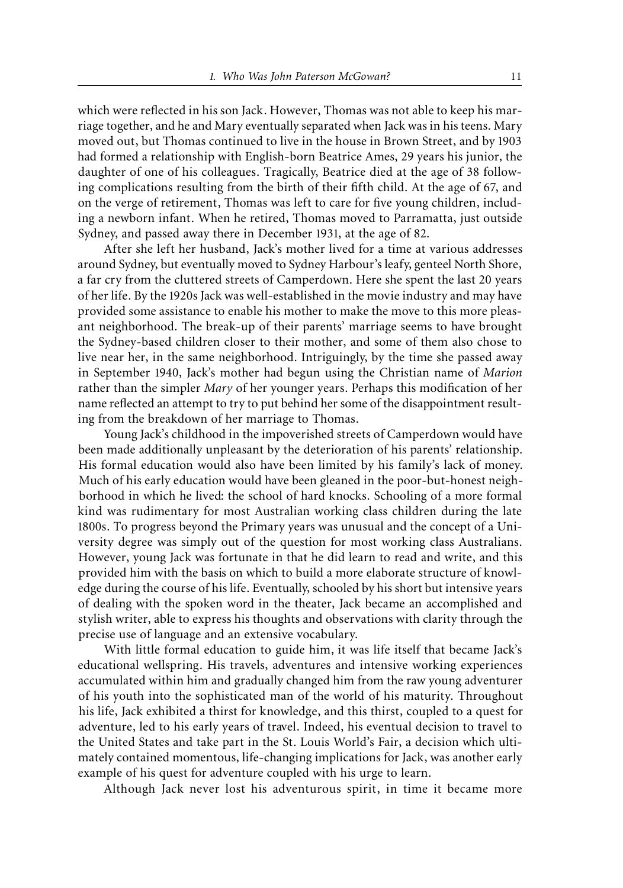which were reflected in his son Jack. However, Thomas was not able to keep his marriage together, and he and Mary eventually separated when Jack was in his teens. Mary moved out, but Thomas continued to live in the house in Brown Street, and by 1903 had formed a relationship with English-born Beatrice Ames, 29 years his junior, the daughter of one of his colleagues. Tragically, Beatrice died at the age of 38 following complications resulting from the birth of their fifth child. At the age of 67, and on the verge of retirement, Thomas was left to care for five young children, including a newborn infant. When he retired, Thomas moved to Parramatta, just outside Sydney, and passed away there in December 1931, at the age of 82.

After she left her husband, Jack's mother lived for a time at various addresses around Sydney, but eventually moved to Sydney Harbour's leafy, genteel North Shore, a far cry from the cluttered streets of Camperdown. Here she spent the last 20 years of her life. By the 1920s Jack was well-established in the movie industry and may have provided some assistance to enable his mother to make the move to this more pleasant neighborhood. The break-up of their parents' marriage seems to have brought the Sydney-based children closer to their mother, and some of them also chose to live near her, in the same neighborhood. Intriguingly, by the time she passed away in September 1940, Jack's mother had begun using the Christian name of *Marion* rather than the simpler *Mary* of her younger years. Perhaps this modification of her name reflected an attempt to try to put behind her some of the disappointment resulting from the breakdown of her marriage to Thomas.

Young Jack's childhood in the impoverished streets of Camperdown would have been made additionally unpleasant by the deterioration of his parents' relationship. His formal education would also have been limited by his family's lack of money. Much of his early education would have been gleaned in the poor-but-honest neighborhood in which he lived: the school of hard knocks. Schooling of a more formal kind was rudimentary for most Australian working class children during the late 1800s. To progress beyond the Primary years was unusual and the concept of a University degree was simply out of the question for most working class Australians. However, young Jack was fortunate in that he did learn to read and write, and this provided him with the basis on which to build a more elaborate structure of knowledge during the course of his life. Eventually, schooled by his short but intensive years of dealing with the spoken word in the theater, Jack became an accomplished and stylish writer, able to express his thoughts and observations with clarity through the precise use of language and an extensive vocabulary.

With little formal education to guide him, it was life itself that became Jack's educational wellspring. His travels, adventures and intensive working experiences accumulated within him and gradually changed him from the raw young adventurer of his youth into the sophisticated man of the world of his maturity. Throughout his life, Jack exhibited a thirst for knowledge, and this thirst, coupled to a quest for adventure, led to his early years of travel. Indeed, his eventual decision to travel to the United States and take part in the St. Louis World's Fair, a decision which ultimately contained momentous, life-changing implications for Jack, was another early example of his quest for adventure coupled with his urge to learn.

Although Jack never lost his adventurous spirit, in time it became more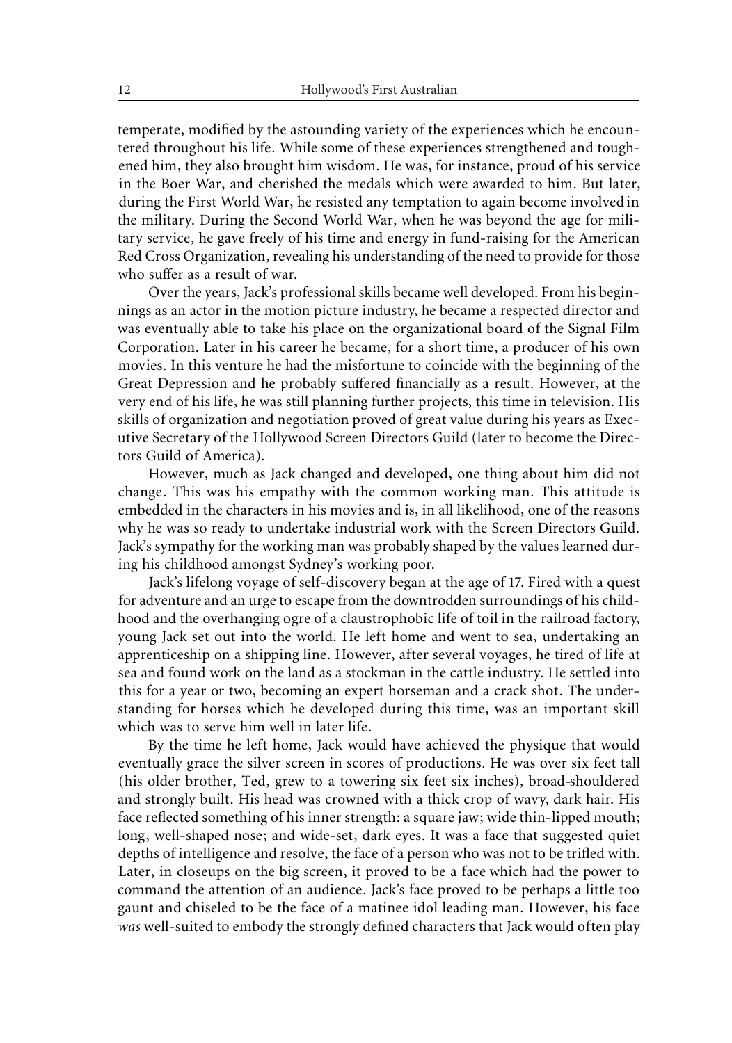temperate, modified by the astounding variety of the experiences which he encountered throughout his life. While some of these experiences strengthened and toughened him, they also brought him wisdom. He was, for instance, proud of his service in the Boer War, and cherished the medals which were awarded to him. But later, during the First World War, he resisted any temptation to again become involved in the military. During the Second World War, when he was beyond the age for military service, he gave freely of his time and energy in fund-raising for the American Red Cross Organization, revealing his understanding of the need to provide for those who suffer as a result of war.

Over the years, Jack's professional skills became well developed. From his beginnings as an actor in the motion picture industry, he became a respected director and was eventually able to take his place on the organizational board of the Signal Film Corporation. Later in his career he became, for a short time, a producer of his own movies. In this venture he had the misfortune to coincide with the beginning of the Great Depression and he probably suffered financially as a result. However, at the very end of his life, he was still planning further projects, this time in television. His skills of organization and negotiation proved of great value during his years as Executive Secretary of the Hollywood Screen Directors Guild (later to become the Directors Guild of America).

However, much as Jack changed and developed, one thing about him did not change. This was his empathy with the common working man. This attitude is embedded in the characters in his movies and is, in all likelihood, one of the reasons why he was so ready to undertake industrial work with the Screen Directors Guild. Jack's sympathy for the working man was probably shaped by the values learned during his childhood amongst Sydney's working poor.

Jack's lifelong voyage of self-discovery began at the age of 17. Fired with a quest for adventure and an urge to escape from the downtrodden surroundings of his childhood and the overhanging ogre of a claustrophobic life of toil in the railroad factory, young Jack set out into the world. He left home and went to sea, undertaking an apprenticeship on a shipping line. However, after several voyages, he tired of life at sea and found work on the land as a stockman in the cattle industry. He settled into this for a year or two, becoming an expert horseman and a crack shot. The understanding for horses which he developed during this time, was an important skill which was to serve him well in later life.

By the time he left home, Jack would have achieved the physique that would eventually grace the silver screen in scores of productions. He was over six feet tall (his older brother, Ted, grew to a towering six feet six inches), broad-shouldered and strongly built. His head was crowned with a thick crop of wavy, dark hair. His face reflected something of his inner strength: a square jaw; wide thin-lipped mouth; long, well-shaped nose; and wide-set, dark eyes. It was a face that suggested quiet depths of intelligence and resolve, the face of a person who was not to be trifled with. Later, in closeups on the big screen, it proved to be a face which had the power to command the attention of an audience. Jack's face proved to be perhaps a little too gaunt and chiseled to be the face of a matinee idol leading man. However, his face *was* well-suited to embody the strongly defined characters that Jack would often play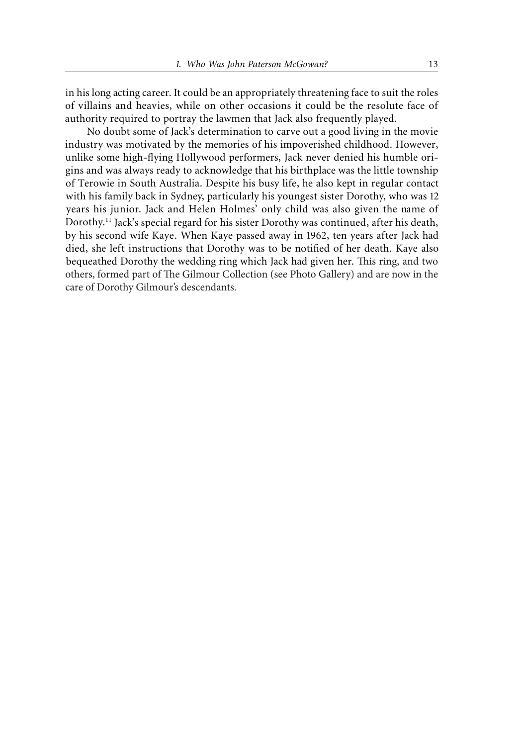in his long acting career. It could be an appropriately threatening face to suit the roles of villains and heavies, while on other occasions it could be the resolute face of authority required to portray the lawmen that Jack also frequently played.

No doubt some of Jack's determination to carve out a good living in the movie industry was motivated by the memories of his impoverished childhood. However, unlike some high-flying Hollywood performers, Jack never denied his humble origins and was always ready to acknowledge that his birthplace was the little township of Terowie in South Australia. Despite his busy life, he also kept in regular contact with his family back in Sydney, particularly his youngest sister Dorothy, who was 12 years his junior. Jack and Helen Holmes' only child was also given the name of Dorothy.[11] Jack's special regard for his sister Dorothy was continued, after his death, by his second wife Kaye. When Kaye passed away in 1962, ten years after Jack had died, she left instructions that Dorothy was to be notified of her death. Kaye also bequeathed Dorothy the wedding ring which Jack had given her. This ring, and two others, formed part of The Gilmour Collection (see Photo Gallery) and are now in the care of Dorothy Gilmour's descendants.